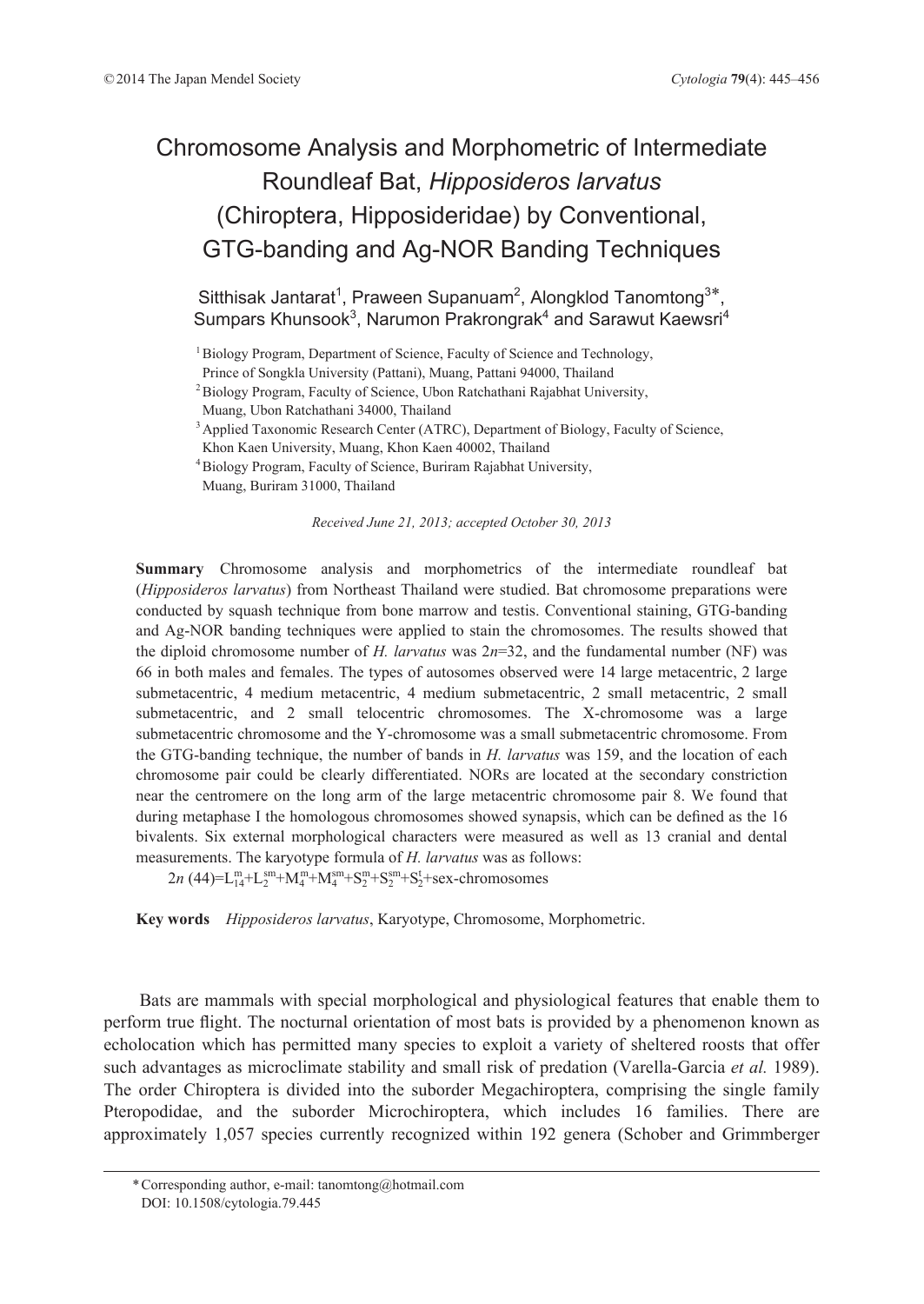# Chromosome Analysis and Morphometric of Intermediate Roundleaf Bat, *Hipposideros larvatus* (Chiroptera, Hipposideridae) by Conventional, GTG-banding and Ag-NOR Banding Techniques

Sitthisak Jantarat[1], Praween Supanuam[2], Alongklod Tanomtong[3]*, Sumpars Khunsook[3], Narumon Prakrongrak[4] and Sarawut Kaewsri[4]

[1] Biology Program, Department of Science, Faculty of Science and Technology, Prince of Songkla University (Pattani), Muang, Pattani 94000, Thailand

[2] Biology Program, Faculty of Science, Ubon Ratchathani Rajabhat University, Muang, Ubon Ratchathani 34000, Thailand

[3] Applied Taxonomic Research Center (ATRC), Department of Biology, Faculty of Science, Khon Kaen University, Muang, Khon Kaen 40002, Thailand

[4] Biology Program, Faculty of Science, Buriram Rajabhat University, Muang, Buriram 31000, Thailand

*Received June 21, 2013; accepted October 30, 2013*

**Summary** Chromosome analysis and morphometrics of the intermediate roundleaf bat (*Hipposideros larvatus*) from Northeast Thailand were studied. Bat chromosome preparations were conducted by squash technique from bone marrow and testis. Conventional staining, GTG-banding and Ag-NOR banding techniques were applied to stain the chromosomes. The results showed that the diploid chromosome number of *H. larvatus* was $2n=32$, and the fundamental number (NF) was 66 in both males and females. The types of autosomes observed were 14 large metacentric, 2 large submetacentric, 4 medium metacentric, 4 medium submetacentric, 2 small metacentric, 2 small submetacentric, and 2 small telocentric chromosomes. The X-chromosome was a large submetacentric chromosome and the Y-chromosome was a small submetacentric chromosome. From the GTG-banding technique, the number of bands in *H. larvatus* was 159, and the location of each chromosome pair could be clearly differentiated. NORs are located at the secondary constriction near the centromere on the long arm of the large metacentric chromosome pair 8. We found that during metaphase I the homologous chromosomes showed synapsis, which can be defined as the 16 bivalents. Six external morphological characters were measured as well as 13 cranial and dental measurements. The karyotype formula of *H. larvatus* was as follows:

$2n\ (44)=L^{m}_{14}+L^{sm}_{2}+M^{m}_{4}+M^{sm}_{4}+S^{m}_{2}+S^{sm}_{2}+S^{t}_{2}$+sex-chromosomes

**Key words** *Hipposideros larvatus*, Karyotype, Chromosome, Morphometric.

Bats are mammals with special morphological and physiological features that enable them to perform true flight. The nocturnal orientation of most bats is provided by a phenomenon known as echolocation which has permitted many species to exploit a variety of sheltered roosts that offer such advantages as microclimate stability and small risk of predation (Varella-Garcia *et al.* 1989). The order Chiroptera is divided into the suborder Megachiroptera, comprising the single family Pteropodidae, and the suborder Microchiroptera, which includes 16 families. There are approximately 1,057 species currently recognized within 192 genera (Schober and Grimmberger

---

\* Corresponding author, e-mail: tanomtong@hotmail.com

DOI: 10.1508/cytologia.79.445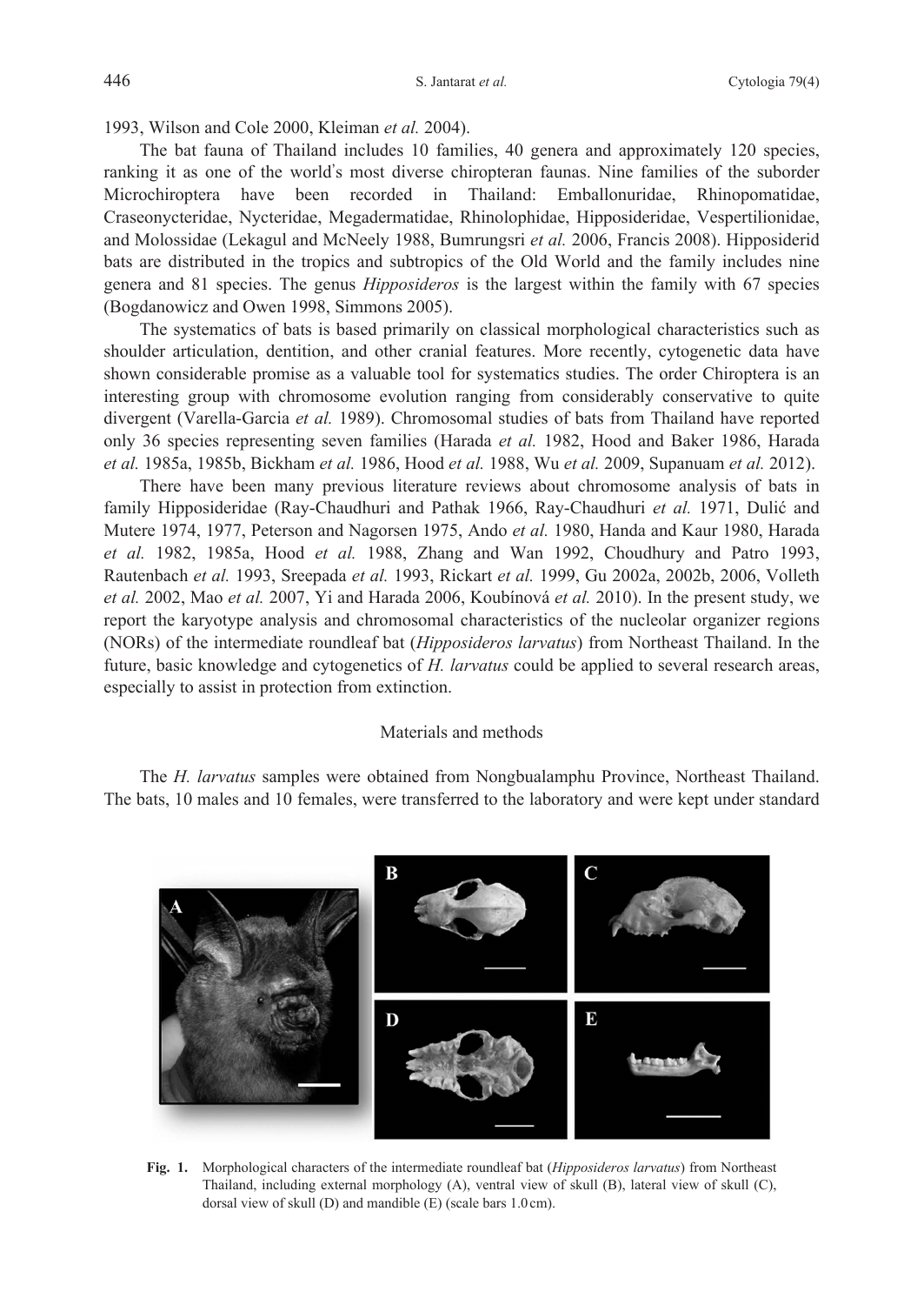1993, Wilson and Cole 2000, Kleiman *et al.* 2004).

The bat fauna of Thailand includes 10 families, 40 genera and approximately 120 species, ranking it as one of the world's most diverse chiropteran faunas. Nine families of the suborder Microchiroptera have been recorded in Thailand: Emballonuridae, Rhinopomatidae, Craseonycteridae, Nycteridae, Megadermatidae, Rhinolophidae, Hipposideridae, Vespertilionidae, and Molossidae (Lekagul and McNeely 1988, Bumrungsri *et al.* 2006, Francis 2008). Hipposiderid bats are distributed in the tropics and subtropics of the Old World and the family includes nine genera and 81 species. The genus *Hipposideros* is the largest within the family with 67 species (Bogdanowicz and Owen 1998, Simmons 2005).

The systematics of bats is based primarily on classical morphological characteristics such as shoulder articulation, dentition, and other cranial features. More recently, cytogenetic data have shown considerable promise as a valuable tool for systematics studies. The order Chiroptera is an interesting group with chromosome evolution ranging from considerably conservative to quite divergent (Varella-Garcia *et al.* 1989). Chromosomal studies of bats from Thailand have reported only 36 species representing seven families (Harada *et al.* 1982, Hood and Baker 1986, Harada *et al.* 1985a, 1985b, Bickham *et al.* 1986, Hood *et al.* 1988, Wu *et al.* 2009, Supanuam *et al.* 2012).

There have been many previous literature reviews about chromosome analysis of bats in family Hipposideridae (Ray-Chaudhuri and Pathak 1966, Ray-Chaudhuri *et al.* 1971, Dulić and Mutere 1974, 1977, Peterson and Nagorsen 1975, Ando *et al.* 1980, Handa and Kaur 1980, Harada *et al.* 1982, 1985a, Hood *et al.* 1988, Zhang and Wan 1992, Choudhury and Patro 1993, Rautenbach *et al.* 1993, Sreepada *et al.* 1993, Rickart *et al.* 1999, Gu 2002a, 2002b, 2006, Volleth *et al.* 2002, Mao *et al.* 2007, Yi and Harada 2006, Koubínová *et al.* 2010). In the present study, we report the karyotype analysis and chromosomal characteristics of the nucleolar organizer regions (NORs) of the intermediate roundleaf bat (*Hipposideros larvatus*) from Northeast Thailand. In the future, basic knowledge and cytogenetics of *H. larvatus* could be applied to several research areas, especially to assist in protection from extinction.

## Materials and methods

The *H. larvatus* samples were obtained from Nongbualamphu Province, Northeast Thailand. The bats, 10 males and 10 females, were transferred to the laboratory and were kept under standard

**Fig. 1.** Morphological characters of the intermediate roundleaf bat (*Hipposideros larvatus*) from Northeast Thailand, including external morphology (A), ventral view of skull (B), lateral view of skull (C), dorsal view of skull (D) and mandible (E) (scale bars 1.0 cm).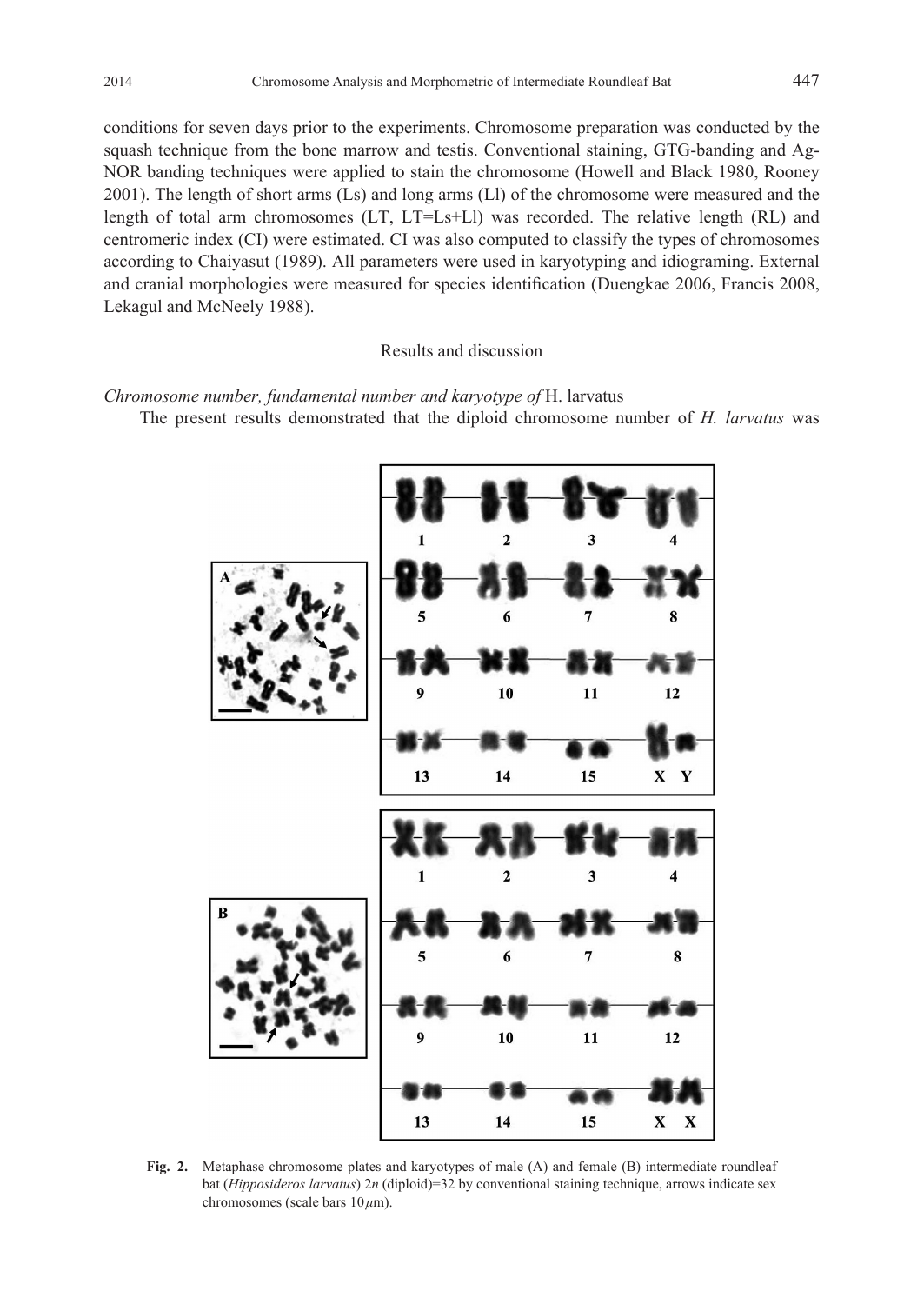conditions for seven days prior to the experiments. Chromosome preparation was conducted by the squash technique from the bone marrow and testis. Conventional staining, GTG-banding and Ag-NOR banding techniques were applied to stain the chromosome (Howell and Black 1980, Rooney 2001). The length of short arms (Ls) and long arms (Ll) of the chromosome were measured and the length of total arm chromosomes (LT, LT=Ls+Ll) was recorded. The relative length (RL) and centromeric index (CI) were estimated. CI was also computed to classify the types of chromosomes according to Chaiyasut (1989). All parameters were used in karyotyping and idiograming. External and cranial morphologies were measured for species identification (Duengkae 2006, Francis 2008, Lekagul and McNeely 1988).

## Results and discussion

### *Chromosome number, fundamental number and karyotype of* H. larvatus

The present results demonstrated that the diploid chromosome number of *H. larvatus* was

**Fig. 2.** Metaphase chromosome plates and karyotypes of male (A) and female (B) intermediate roundleaf bat (*Hipposideros larvatus*) 2*n* (diploid)=32 by conventional staining technique, arrows indicate sex chromosomes (scale bars 10 $\mu$m).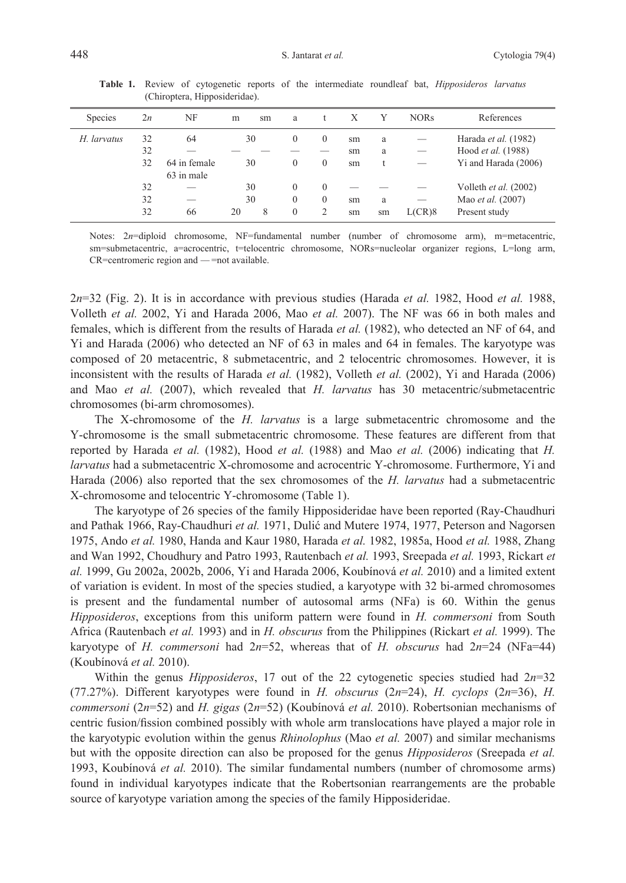**Table 1.** Review of cytogenetic reports of the intermediate roundleaf bat, *Hipposideros larvatus* (Chiroptera, Hipposideridae).

| Species | 2*n* | NF | m | sm | a | t | X | Y | NORs | References |
|---|---|---|---|---|---|---|---|---|---|---|
| *H. larvatus* | 32 | 64 | 30 | | 0 | 0 | sm | a | — | Harada *et al.* (1982) |
| | 32 | — | — | — | — | — | sm | a | — | Hood *et al.* (1988) |
| | 32 | 64 in female 63 in male | 30 | | 0 | 0 | sm | t | — | Yi and Harada (2006) |
| | 32 | — | 30 | | 0 | 0 | — | — | — | Volleth *et al.* (2002) |
| | 32 | — | 30 | | 0 | 0 | sm | a | — | Mao *et al.* (2007) |
| | 32 | 66 | 20 | 8 | 0 | 2 | sm | sm | L(CR)8 | Present study |

Notes: 2*n*=diploid chromosome, NF=fundamental number (number of chromosome arm), m=metacentric, sm=submetacentric, a=acrocentric, t=telocentric chromosome, NORs=nucleolar organizer regions, L=long arm, CR=centromeric region and —=not available.

2*n*=32 (Fig. 2). It is in accordance with previous studies (Harada *et al.* 1982, Hood *et al.* 1988, Volleth *et al.* 2002, Yi and Harada 2006, Mao *et al.* 2007). The NF was 66 in both males and females, which is different from the results of Harada *et al.* (1982), who detected an NF of 64, and Yi and Harada (2006) who detected an NF of 63 in males and 64 in females. The karyotype was composed of 20 metacentric, 8 submetacentric, and 2 telocentric chromosomes. However, it is inconsistent with the results of Harada *et al.* (1982), Volleth *et al.* (2002), Yi and Harada (2006) and Mao *et al.* (2007), which revealed that *H. larvatus* has 30 metacentric/submetacentric chromosomes (bi-arm chromosomes).

The X-chromosome of the *H. larvatus* is a large submetacentric chromosome and the Y-chromosome is the small submetacentric chromosome. These features are different from that reported by Harada *et al.* (1982), Hood *et al.* (1988) and Mao *et al.* (2006) indicating that *H. larvatus* had a submetacentric X-chromosome and acrocentric Y-chromosome. Furthermore, Yi and Harada (2006) also reported that the sex chromosomes of the *H. larvatus* had a submetacentric X-chromosome and telocentric Y-chromosome (Table 1).

The karyotype of 26 species of the family Hipposideridae have been reported (Ray-Chaudhuri and Pathak 1966, Ray-Chaudhuri *et al.* 1971, Dulić and Mutere 1974, 1977, Peterson and Nagorsen 1975, Ando *et al.* 1980, Handa and Kaur 1980, Harada *et al.* 1982, 1985a, Hood *et al.* 1988, Zhang and Wan 1992, Choudhury and Patro 1993, Rautenbach *et al.* 1993, Sreepada *et al.* 1993, Rickart *et al.* 1999, Gu 2002a, 2002b, 2006, Yi and Harada 2006, Koubínová *et al.* 2010) and a limited extent of variation is evident. In most of the species studied, a karyotype with 32 bi-armed chromosomes is present and the fundamental number of autosomal arms (NFa) is 60. Within the genus *Hipposideros*, exceptions from this uniform pattern were found in *H. commersoni* from South Africa (Rautenbach *et al.* 1993) and in *H. obscurus* from the Philippines (Rickart *et al.* 1999). The karyotype of *H. commersoni* had 2*n*=52, whereas that of *H. obscurus* had 2*n*=24 (NFa=44) (Koubínová *et al.* 2010).

Within the genus *Hipposideros*, 17 out of the 22 cytogenetic species studied had 2*n*=32 (77.27%). Different karyotypes were found in *H. obscurus* (2*n*=24), *H. cyclops* (2*n*=36), *H. commersoni* (2*n*=52) and *H. gigas* (2*n*=52) (Koubínová *et al.* 2010). Robertsonian mechanisms of centric fusion/fission combined possibly with whole arm translocations have played a major role in the karyotypic evolution within the genus *Rhinolophus* (Mao *et al.* 2007) and similar mechanisms but with the opposite direction can also be proposed for the genus *Hipposideros* (Sreepada *et al.* 1993, Koubínová *et al.* 2010). The similar fundamental numbers (number of chromosome arms) found in individual karyotypes indicate that the Robertsonian rearrangements are the probable source of karyotype variation among the species of the family Hipposideridae.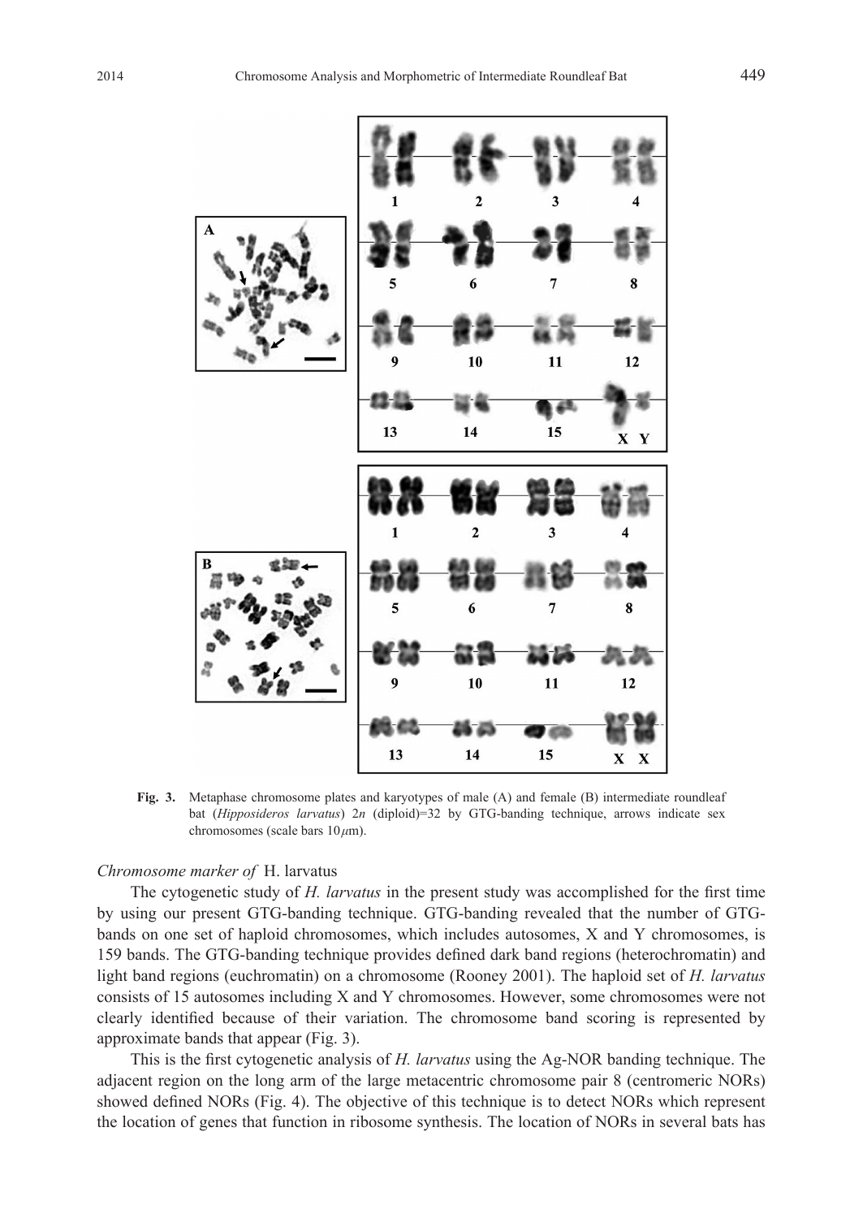**Fig. 3.** Metaphase chromosome plates and karyotypes of male (A) and female (B) intermediate roundleaf bat (*Hipposideros larvatus*) $2n$ (diploid)=32 by GTG-banding technique, arrows indicate sex chromosomes (scale bars $10\,\mu$m).

*Chromosome marker of* H. larvatus

The cytogenetic study of *H. larvatus* in the present study was accomplished for the first time by using our present GTG-banding technique. GTG-banding revealed that the number of GTG-bands on one set of haploid chromosomes, which includes autosomes, X and Y chromosomes, is 159 bands. The GTG-banding technique provides defined dark band regions (heterochromatin) and light band regions (euchromatin) on a chromosome (Rooney 2001). The haploid set of *H. larvatus* consists of 15 autosomes including X and Y chromosomes. However, some chromosomes were not clearly identified because of their variation. The chromosome band scoring is represented by approximate bands that appear (Fig. 3).

This is the first cytogenetic analysis of *H. larvatus* using the Ag-NOR banding technique. The adjacent region on the long arm of the large metacentric chromosome pair 8 (centromeric NORs) showed defined NORs (Fig. 4). The objective of this technique is to detect NORs which represent the location of genes that function in ribosome synthesis. The location of NORs in several bats has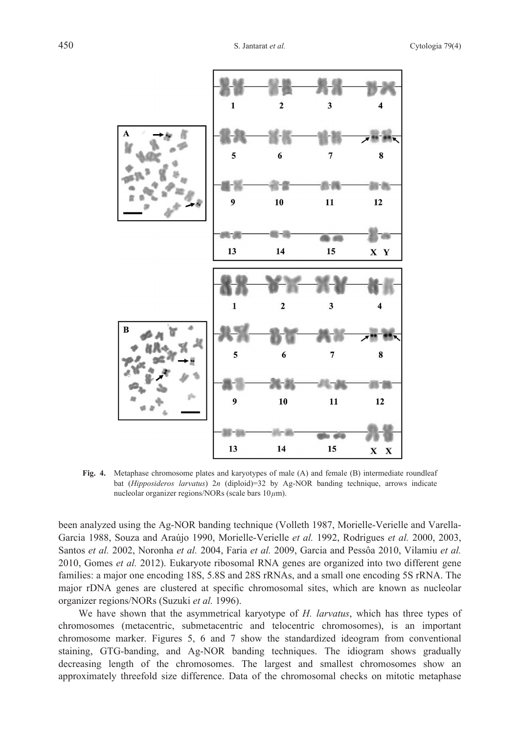**Fig. 4.** Metaphase chromosome plates and karyotypes of male (A) and female (B) intermediate roundleaf bat (*Hipposideros larvatus*) 2*n* (diploid)=32 by Ag-NOR banding technique, arrows indicate nucleolar organizer regions/NORs (scale bars 10 μm).

been analyzed using the Ag-NOR banding technique (Volleth 1987, Morielle-Verielle and Varella-Garcia 1988, Souza and Araújo 1990, Morielle-Verielle *et al.* 1992, Rodrigues *et al.* 2000, 2003, Santos *et al.* 2002, Noronha *et al.* 2004, Faria *et al.* 2009, Garcia and Pessôa 2010, Vilamiu *et al.* 2010, Gomes *et al.* 2012). Eukaryote ribosomal RNA genes are organized into two different gene families: a major one encoding 18S, 5.8S and 28S rRNAs, and a small one encoding 5S rRNA. The major rDNA genes are clustered at specific chromosomal sites, which are known as nucleolar organizer regions/NORs (Suzuki *et al.* 1996).

We have shown that the asymmetrical karyotype of *H. larvatus*, which has three types of chromosomes (metacentric, submetacentric and telocentric chromosomes), is an important chromosome marker. Figures 5, 6 and 7 show the standardized ideogram from conventional staining, GTG-banding, and Ag-NOR banding techniques. The idiogram shows gradually decreasing length of the chromosomes. The largest and smallest chromosomes show an approximately threefold size difference. Data of the chromosomal checks on mitotic metaphase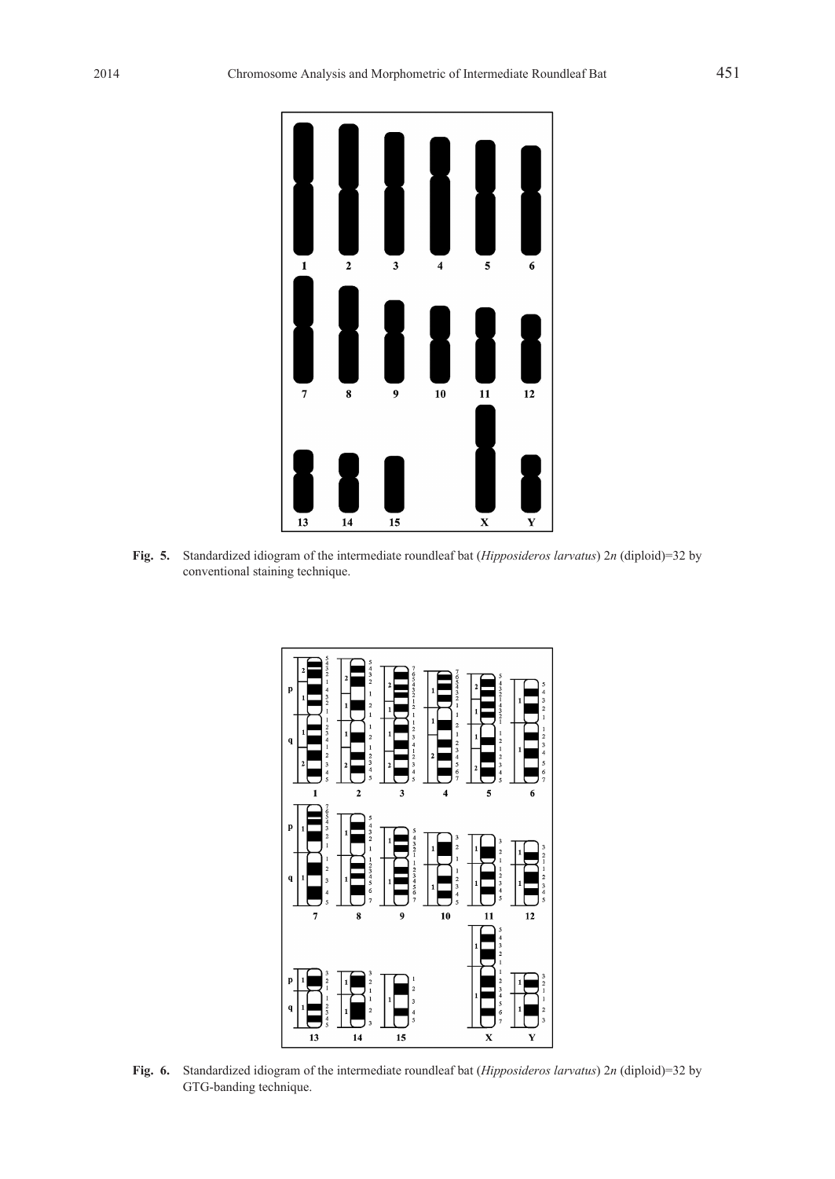**Fig. 5.** Standardized idiogram of the intermediate roundleaf bat (*Hipposideros larvatus*) 2*n* (diploid)=32 by conventional staining technique.

**Fig. 6.** Standardized idiogram of the intermediate roundleaf bat (*Hipposideros larvatus*) 2*n* (diploid)=32 by GTG-banding technique.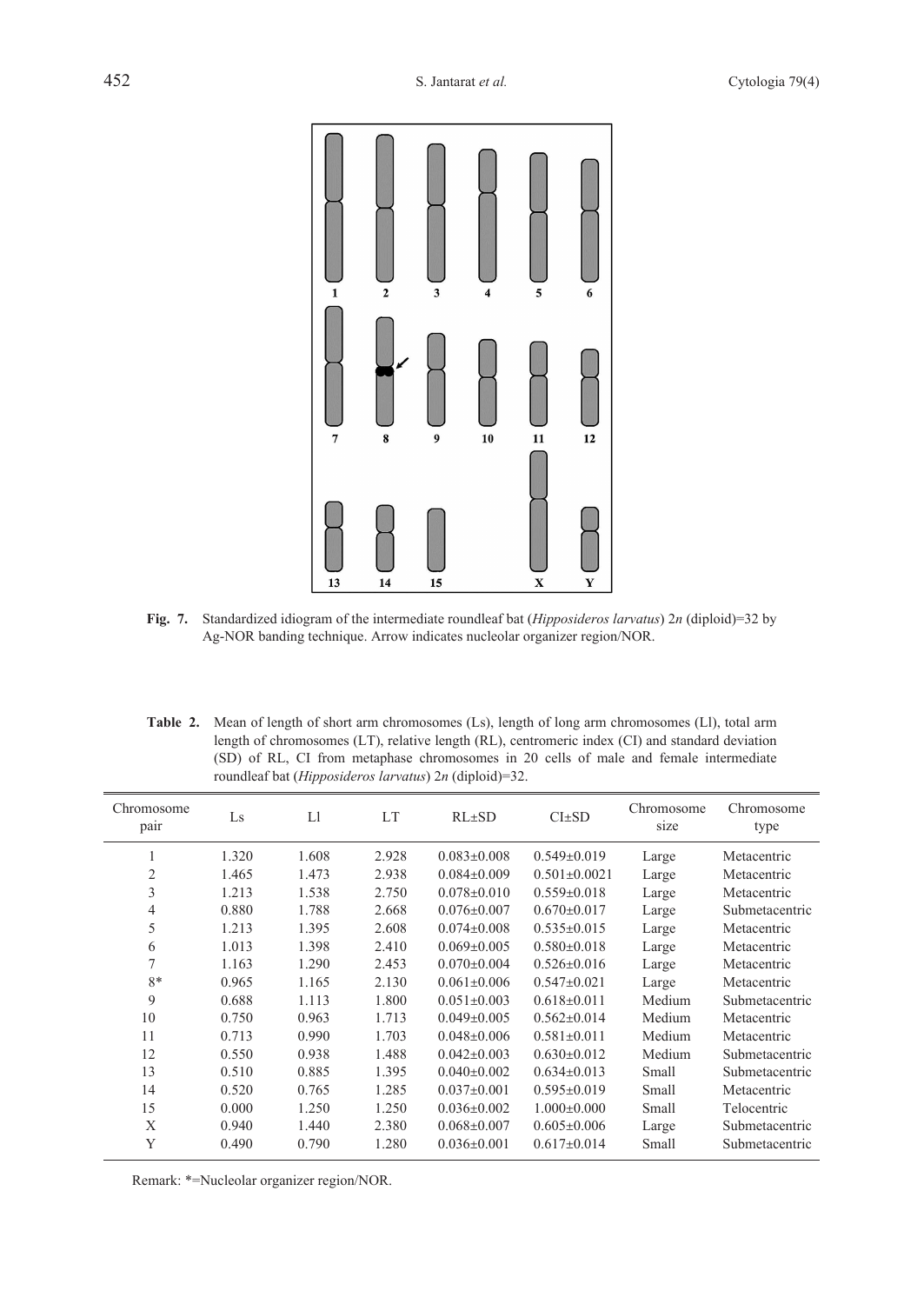**Fig. 7.** Standardized idiogram of the intermediate roundleaf bat (*Hipposideros larvatus*) $2n$ (diploid)=32 by Ag-NOR banding technique. Arrow indicates nucleolar organizer region/NOR.

**Table 2.** Mean of length of short arm chromosomes (Ls), length of long arm chromosomes (Ll), total arm length of chromosomes (LT), relative length (RL), centromeric index (CI) and standard deviation (SD) of RL, CI from metaphase chromosomes in 20 cells of male and female intermediate roundleaf bat (*Hipposideros larvatus*) $2n$ (diploid)=32.

| Chromosome pair | Ls | Ll | LT | RL±SD | CI±SD | Chromosome size | Chromosome type |
|---|---|---|---|---|---|---|---|
| 1 | 1.320 | 1.608 | 2.928 | 0.083±0.008 | 0.549±0.019 | Large | Metacentric |
| 2 | 1.465 | 1.473 | 2.938 | 0.084±0.009 | 0.501±0.0021 | Large | Metacentric |
| 3 | 1.213 | 1.538 | 2.750 | 0.078±0.010 | 0.559±0.018 | Large | Metacentric |
| 4 | 0.880 | 1.788 | 2.668 | 0.076±0.007 | 0.670±0.017 | Large | Submetacentric |
| 5 | 1.213 | 1.395 | 2.608 | 0.074±0.008 | 0.535±0.015 | Large | Metacentric |
| 6 | 1.013 | 1.398 | 2.410 | 0.069±0.005 | 0.580±0.018 | Large | Metacentric |
| 7 | 1.163 | 1.290 | 2.453 | 0.070±0.004 | 0.526±0.016 | Large | Metacentric |
| 8* | 0.965 | 1.165 | 2.130 | 0.061±0.006 | 0.547±0.021 | Large | Metacentric |
| 9 | 0.688 | 1.113 | 1.800 | 0.051±0.003 | 0.618±0.011 | Medium | Submetacentric |
| 10 | 0.750 | 0.963 | 1.713 | 0.049±0.005 | 0.562±0.014 | Medium | Metacentric |
| 11 | 0.713 | 0.990 | 1.703 | 0.048±0.006 | 0.581±0.011 | Medium | Metacentric |
| 12 | 0.550 | 0.938 | 1.488 | 0.042±0.003 | 0.630±0.012 | Medium | Submetacentric |
| 13 | 0.510 | 0.885 | 1.395 | 0.040±0.002 | 0.634±0.013 | Small | Submetacentric |
| 14 | 0.520 | 0.765 | 1.285 | 0.037±0.001 | 0.595±0.019 | Small | Metacentric |
| 15 | 0.000 | 1.250 | 1.250 | 0.036±0.002 | 1.000±0.000 | Small | Telocentric |
| X | 0.940 | 1.440 | 2.380 | 0.068±0.007 | 0.605±0.006 | Large | Submetacentric |
| Y | 0.490 | 0.790 | 1.280 | 0.036±0.001 | 0.617±0.014 | Small | Submetacentric |

Remark: *=Nucleolar organizer region/NOR.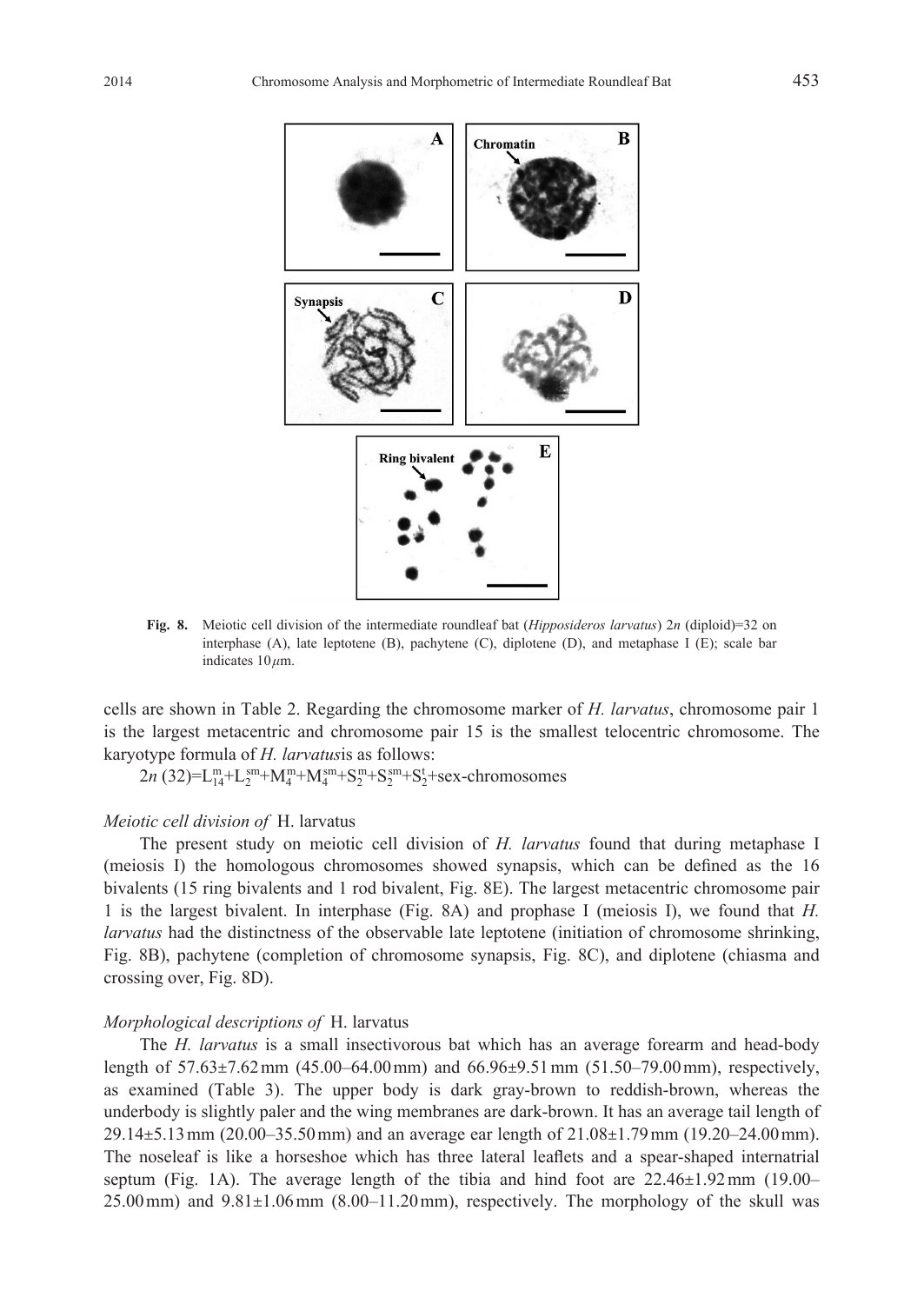**Fig. 8.** Meiotic cell division of the intermediate roundleaf bat (*Hipposideros larvatus*) 2*n* (diploid)=32 on interphase (A), late leptotene (B), pachytene (C), diplotene (D), and metaphase I (E); scale bar indicates 10 $\mu$m.

cells are shown in Table 2. Regarding the chromosome marker of *H. larvatus*, chromosome pair 1 is the largest metacentric and chromosome pair 15 is the smallest telocentric chromosome. The karyotype formula of *H. larvatus*is as follows:

$2n\ (32)=L^{m}_{14}+L^{sm}_{2}+M^{m}_{4}+M^{sm}_{4}+S^{m}_{2}+S^{sm}_{2}+S^{t}_{2}$+sex-chromosomes

### *Meiotic cell division of* H. larvatus

The present study on meiotic cell division of *H. larvatus* found that during metaphase I (meiosis I) the homologous chromosomes showed synapsis, which can be defined as the 16 bivalents (15 ring bivalents and 1 rod bivalent, Fig. 8E). The largest metacentric chromosome pair 1 is the largest bivalent. In interphase (Fig. 8A) and prophase I (meiosis I), we found that *H. larvatus* had the distinctness of the observable late leptotene (initiation of chromosome shrinking, Fig. 8B), pachytene (completion of chromosome synapsis, Fig. 8C), and diplotene (chiasma and crossing over, Fig. 8D).

### *Morphological descriptions of* H. larvatus

The *H. larvatus* is a small insectivorous bat which has an average forearm and head-body length of 57.63±7.62 mm (45.00–64.00 mm) and 66.96±9.51 mm (51.50–79.00 mm), respectively, as examined (Table 3). The upper body is dark gray-brown to reddish-brown, whereas the underbody is slightly paler and the wing membranes are dark-brown. It has an average tail length of 29.14±5.13 mm (20.00–35.50 mm) and an average ear length of 21.08±1.79 mm (19.20–24.00 mm). The noseleaf is like a horseshoe which has three lateral leaflets and a spear-shaped internatrial septum (Fig. 1A). The average length of the tibia and hind foot are 22.46±1.92 mm (19.00–25.00 mm) and 9.81±1.06 mm (8.00–11.20 mm), respectively. The morphology of the skull was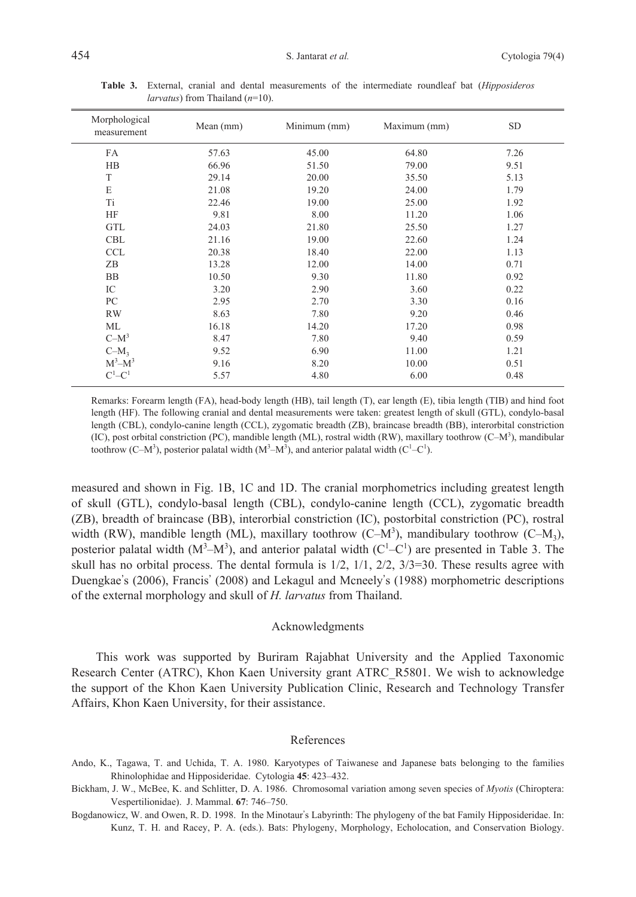**Table 3.** External, cranial and dental measurements of the intermediate roundleaf bat (*Hipposideros larvatus*) from Thailand ($n$=10).

| Morphological measurement | Mean (mm) | Minimum (mm) | Maximum (mm) | SD |
|---|---|---|---|---|
| FA | 57.63 | 45.00 | 64.80 | 7.26 |
| HB | 66.96 | 51.50 | 79.00 | 9.51 |
| T | 29.14 | 20.00 | 35.50 | 5.13 |
| E | 21.08 | 19.20 | 24.00 | 1.79 |
| Ti | 22.46 | 19.00 | 25.00 | 1.92 |
| HF | 9.81 | 8.00 | 11.20 | 1.06 |
| GTL | 24.03 | 21.80 | 25.50 | 1.27 |
| CBL | 21.16 | 19.00 | 22.60 | 1.24 |
| CCL | 20.38 | 18.40 | 22.00 | 1.13 |
| ZB | 13.28 | 12.00 | 14.00 | 0.71 |
| BB | 10.50 | 9.30 | 11.80 | 0.92 |
| IC | 3.20 | 2.90 | 3.60 | 0.22 |
| PC | 2.95 | 2.70 | 3.30 | 0.16 |
| RW | 8.63 | 7.80 | 9.20 | 0.46 |
| ML | 16.18 | 14.20 | 17.20 | 0.98 |
| $C–M^3$ | 8.47 | 7.80 | 9.40 | 0.59 |
| $C–M_3$ | 9.52 | 6.90 | 11.00 | 1.21 |
| $M^3–M^3$ | 9.16 | 8.20 | 10.00 | 0.51 |
| $C^1–C^1$ | 5.57 | 4.80 | 6.00 | 0.48 |

Remarks: Forearm length (FA), head-body length (HB), tail length (T), ear length (E), tibia length (TIB) and hind foot length (HF). The following cranial and dental measurements were taken: greatest length of skull (GTL), condylo-basal length (CBL), condylo-canine length (CCL), zygomatic breadth (ZB), braincase breadth (BB), interorbital constriction (IC), post orbital constriction (PC), mandible length (ML), rostral width (RW), maxillary toothrow ($C–M^3$), mandibular toothrow ($C–M^3$), posterior palatal width ($M^3–M^3$), and anterior palatal width ($C^1–C^1$).

measured and shown in Fig. 1B, 1C and 1D. The cranial morphometrics including greatest length of skull (GTL), condylo-basal length (CBL), condylo-canine length (CCL), zygomatic breadth (ZB), breadth of braincase (BB), interorbial constriction (IC), postorbital constriction (PC), rostral width (RW), mandible length (ML), maxillary toothrow ($C–M^3$), mandibulary toothrow ($C–M_3$), posterior palatal width ($M^3–M^3$), and anterior palatal width ($C^1–C^1$) are presented in Table 3. The skull has no orbital process. The dental formula is 1/2, 1/1, 2/2, 3/3=30. These results agree with Duengkae's (2006), Francis' (2008) and Lekagul and Mcneely's (1988) morphometric descriptions of the external morphology and skull of *H. larvatus* from Thailand.

## Acknowledgments

This work was supported by Buriram Rajabhat University and the Applied Taxonomic Research Center (ATRC), Khon Kaen University grant ATRC_R5801. We wish to acknowledge the support of the Khon Kaen University Publication Clinic, Research and Technology Transfer Affairs, Khon Kaen University, for their assistance.

## References

Ando, K., Tagawa, T. and Uchida, T. A. 1980. Karyotypes of Taiwanese and Japanese bats belonging to the families Rhinolophidae and Hipposideridae. Cytologia **45**: 423–432.

Bickham, J. W., McBee, K. and Schlitter, D. A. 1986. Chromosomal variation among seven species of *Myotis* (Chiroptera: Vespertilionidae). J. Mammal. **67**: 746–750.

Bogdanowicz, W. and Owen, R. D. 1998. In the Minotaur's Labyrinth: The phylogeny of the bat Family Hipposideridae. In: Kunz, T. H. and Racey, P. A. (eds.). Bats: Phylogeny, Morphology, Echolocation, and Conservation Biology.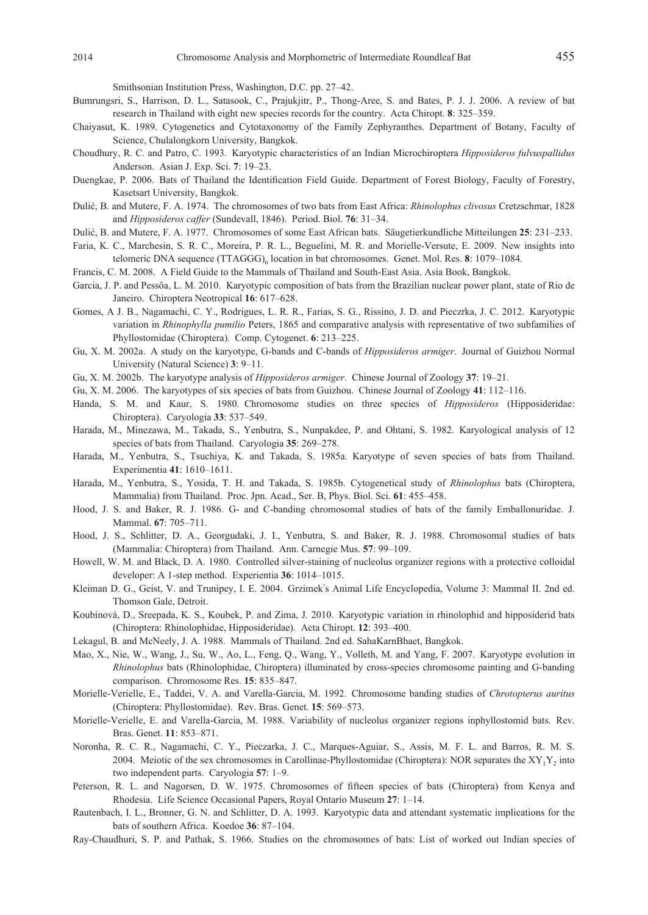Smithsonian Institution Press, Washington, D.C. pp. 27–42.

Bumrungsri, S., Harrison, D. L., Satasook, C., Prajukjitr, P., Thong-Aree, S. and Bates, P. J. J. 2006. A review of bat research in Thailand with eight new species records for the country. Acta Chiropt. **8**: 325–359.

Chaiyasut, K. 1989. Cytogenetics and Cytotaxonomy of the Family Zephyranthes. Department of Botany, Faculty of Science, Chulalongkorn University, Bangkok.

Choudhury, R. C. and Patro, C. 1993. Karyotypic characteristics of an Indian Microchiroptera *Hipposideros fulvuspallidus* Anderson. Asian J. Exp. Sci. **7**: 19–23.

Duengkae, P. 2006. Bats of Thailand the Identification Field Guide. Department of Forest Biology, Faculty of Forestry, Kasetsart University, Bangkok.

Dulić, B. and Mutere, F. A. 1974. The chromosomes of two bats from East Africa: *Rhinolophus clivosus* Cretzschmar, 1828 and *Hipposideros caffer* (Sundevall, 1846). Period. Biol. **76**: 31–34.

Dulić, B. and Mutere, F. A. 1977. Chromosomes of some East African bats. Säugetierkundliche Mitteilungen **25**: 231–233.

Faria, K. C., Marchesin, S. R. C., Moreira, P. R. L., Beguelini, M. R. and Morielle-Versute, E. 2009. New insights into telomeric DNA sequence $(TTAGGG)_n$ location in bat chromosomes. Genet. Mol. Res. **8**: 1079–1084.

Francis, C. M. 2008. A Field Guide to the Mammals of Thailand and South-East Asia. Asia Book, Bangkok.

Garcia, J. P. and Pessôa, L. M. 2010. Karyotypic composition of bats from the Brazilian nuclear power plant, state of Rio de Janeiro. Chiroptera Neotropical **16**: 617–628.

Gomes, A J. B., Nagamachi, C. Y., Rodrigues, L. R. R., Farias, S. G., Rissino, J. D. and Pieczrka, J. C. 2012. Karyotypic variation in *Rhinophylla pumilio* Peters, 1865 and comparative analysis with representative of two subfamilies of Phyllostomidae (Chiroptera). Comp. Cytogenet. **6**: 213–225.

Gu, X. M. 2002a. A study on the karyotype, G-bands and C-bands of *Hipposideros armiger*. Journal of Guizhou Normal University (Natural Science) **3**: 9–11.

Gu, X. M. 2002b. The karyotype analysis of *Hipposideros armiger*. Chinese Journal of Zoology **37**: 19–21.

Gu, X. M. 2006. The karyotypes of six species of bats from Guizhou. Chinese Journal of Zoology **41**: 112–116.

Handa, S. M. and Kaur, S. 1980. Chromosome studies on three species of *Hipposideros* (Hipposideridae: Chiroptera). Caryologia **33**: 537–549.

Harada, M., Minezawa, M., Takada, S., Yenbutra, S., Nunpakdee, P. and Ohtani, S. 1982. Karyological analysis of 12 species of bats from Thailand. Caryologia **35**: 269–278.

Harada, M., Yenbutra, S., Tsuchiya, K. and Takada, S. 1985a. Karyotype of seven species of bats from Thailand. Experimentia **41**: 1610–1611.

Harada, M., Yenbutra, S., Yosida, T. H. and Takada, S. 1985b. Cytogenetical study of *Rhinolophus* bats (Chiroptera, Mammalia) from Thailand. Proc. Jpn. Acad., Ser. B, Phys. Biol. Sci. **61**: 455–458.

Hood, J. S. and Baker, R. J. 1986. G- and C-banding chromosomal studies of bats of the family Emballonuridae. J. Mammal. **67**: 705–711.

Hood, J. S., Schlitter, D. A., Georgudaki, J. I., Yenbutra, S. and Baker, R. J. 1988. Chromosomal studies of bats (Mammalia: Chiroptera) from Thailand. Ann. Carnegie Mus. **57**: 99–109.

Howell, W. M. and Black, D. A. 1980. Controlled silver-staining of nucleolus organizer regions with a protective colloidal developer: A 1-step method. Experientia **36**: 1014–1015.

Kleiman D. G., Geist, V. and Trunipey, I. E. 2004. Grzimek's Animal Life Encyclopedia, Volume 3: Mammal II. 2nd ed. Thomson Gale, Detroit.

Koubínová, D., Sreepada, K. S., Koubek, P. and Zima, J. 2010. Karyotypic variation in rhinolophid and hipposiderid bats (Chiroptera: Rhinolophidae, Hipposideridae). Acta Chiropt. **12**: 393–400.

Lekagul, B. and McNeely, J. A. 1988. Mammals of Thailand. 2nd ed. SahaKarnBhaet, Bangkok.

Mao, X., Nie, W., Wang, J., Su, W., Ao, L., Feng, Q., Wang, Y., Volleth, M. and Yang, F. 2007. Karyotype evolution in *Rhinolophus* bats (Rhinolophidae, Chiroptera) illuminated by cross-species chromosome painting and G-banding comparison. Chromosome Res. **15**: 835–847.

Morielle-Verielle, E., Taddei, V. A. and Varella-Garcia, M. 1992. Chromosome banding studies of *Chrotopterus auritus* (Chiroptera: Phyllostomidae). Rev. Bras. Genet. **15**: 569–573.

Morielle-Verielle, E. and Varella-Garcia, M. 1988. Variability of nucleolus organizer regions inphyllostomid bats. Rev. Bras. Genet. **11**: 853–871.

Noronha, R. C. R., Nagamachi, C. Y., Pieczarka, J. C., Marques-Aguiar, S., Assis, M. F. L. and Barros, R. M. S. 2004. Meiotic of the sex chromosomes in Carollinae-Phyllostomidae (Chiroptera): NOR separates the $XY_1Y_2$ into two independent parts. Caryologia **57**: 1–9.

Peterson, R. L. and Nagorsen, D. W. 1975. Chromosomes of fifteen species of bats (Chiroptera) from Kenya and Rhodesia. Life Science Occasional Papers, Royal Ontario Museum **27**: 1–14.

Rautenbach, I. L., Bronner, G. N. and Schlitter, D. A. 1993. Karyotypic data and attendant systematic implications for the bats of southern Africa. Koedoe **36**: 87–104.

Ray-Chaudhuri, S. P. and Pathak, S. 1966. Studies on the chromosomes of bats: List of worked out Indian species of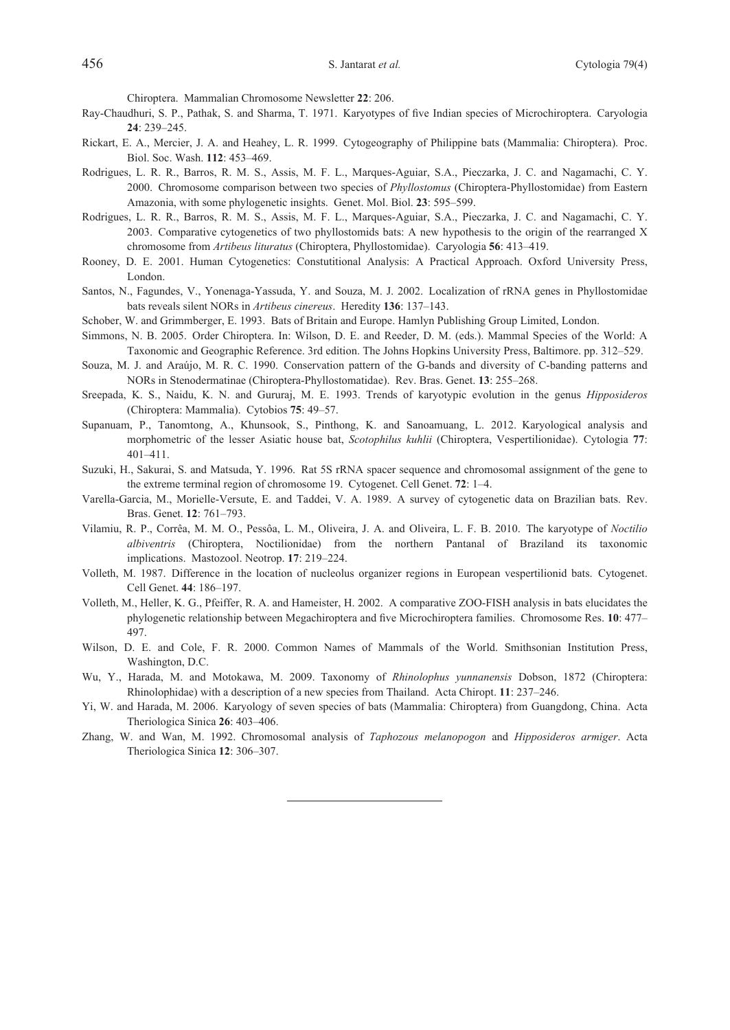Chiroptera. Mammalian Chromosome Newsletter **22**: 206.

Ray-Chaudhuri, S. P., Pathak, S. and Sharma, T. 1971. Karyotypes of five Indian species of Microchiroptera. Caryologia **24**: 239–245.

Rickart, E. A., Mercier, J. A. and Heahey, L. R. 1999. Cytogeography of Philippine bats (Mammalia: Chiroptera). Proc. Biol. Soc. Wash. **112**: 453–469.

Rodrigues, L. R. R., Barros, R. M. S., Assis, M. F. L., Marques-Aguiar, S.A., Pieczarka, J. C. and Nagamachi, C. Y. 2000. Chromosome comparison between two species of *Phyllostomus* (Chiroptera-Phyllostomidae) from Eastern Amazonia, with some phylogenetic insights. Genet. Mol. Biol. **23**: 595–599.

Rodrigues, L. R. R., Barros, R. M. S., Assis, M. F. L., Marques-Aguiar, S.A., Pieczarka, J. C. and Nagamachi, C. Y. 2003. Comparative cytogenetics of two phyllostomids bats: A new hypothesis to the origin of the rearranged X chromosome from *Artibeus lituratus* (Chiroptera, Phyllostomidae). Caryologia **56**: 413–419.

Rooney, D. E. 2001. Human Cytogenetics: Constutitional Analysis: A Practical Approach. Oxford University Press, London.

Santos, N., Fagundes, V., Yonenaga-Yassuda, Y. and Souza, M. J. 2002. Localization of rRNA genes in Phyllostomidae bats reveals silent NORs in *Artibeus cinereus*. Heredity **136**: 137–143.

Schober, W. and Grimmberger, E. 1993. Bats of Britain and Europe. Hamlyn Publishing Group Limited, London.

Simmons, N. B. 2005. Order Chiroptera. In: Wilson, D. E. and Reeder, D. M. (eds.). Mammal Species of the World: A Taxonomic and Geographic Reference. 3rd edition. The Johns Hopkins University Press, Baltimore. pp. 312–529.

Souza, M. J. and Araújo, M. R. C. 1990. Conservation pattern of the G-bands and diversity of C-banding patterns and NORs in Stenodermatinae (Chiroptera-Phyllostomatidae). Rev. Bras. Genet. **13**: 255–268.

Sreepada, K. S., Naidu, K. N. and Gururaj, M. E. 1993. Trends of karyotypic evolution in the genus *Hipposideros* (Chiroptera: Mammalia). Cytobios **75**: 49–57.

Supanuam, P., Tanomtong, A., Khunsook, S., Pinthong, K. and Sanoamuang, L. 2012. Karyological analysis and morphometric of the lesser Asiatic house bat, *Scotophilus kuhlii* (Chiroptera, Vespertilionidae). Cytologia **77**: 401–411.

Suzuki, H., Sakurai, S. and Matsuda, Y. 1996. Rat 5S rRNA spacer sequence and chromosomal assignment of the gene to the extreme terminal region of chromosome 19. Cytogenet. Cell Genet. **72**: 1–4.

Varella-Garcia, M., Morielle-Versute, E. and Taddei, V. A. 1989. A survey of cytogenetic data on Brazilian bats. Rev. Bras. Genet. **12**: 761–793.

Vilamiu, R. P., Corrêa, M. M. O., Pessôa, L. M., Oliveira, J. A. and Oliveira, L. F. B. 2010. The karyotype of *Noctilio albiventris* (Chiroptera, Noctilionidae) from the northern Pantanal of Braziland its taxonomic implications. Mastozool. Neotrop. **17**: 219–224.

Volleth, M. 1987. Difference in the location of nucleolus organizer regions in European vespertilionid bats. Cytogenet. Cell Genet. **44**: 186–197.

Volleth, M., Heller, K. G., Pfeiffer, R. A. and Hameister, H. 2002. A comparative ZOO-FISH analysis in bats elucidates the phylogenetic relationship between Megachiroptera and five Microchiroptera families. Chromosome Res. **10**: 477–497.

Wilson, D. E. and Cole, F. R. 2000. Common Names of Mammals of the World. Smithsonian Institution Press, Washington, D.C.

Wu, Y., Harada, M. and Motokawa, M. 2009. Taxonomy of *Rhinolophus yunnanensis* Dobson, 1872 (Chiroptera: Rhinolophidae) with a description of a new species from Thailand. Acta Chiropt. **11**: 237–246.

Yi, W. and Harada, M. 2006. Karyology of seven species of bats (Mammalia: Chiroptera) from Guangdong, China. Acta Theriologica Sinica **26**: 403–406.

Zhang, W. and Wan, M. 1992. Chromosomal analysis of *Taphozous melanopogon* and *Hipposideros armiger*. Acta Theriologica Sinica **12**: 306–307.